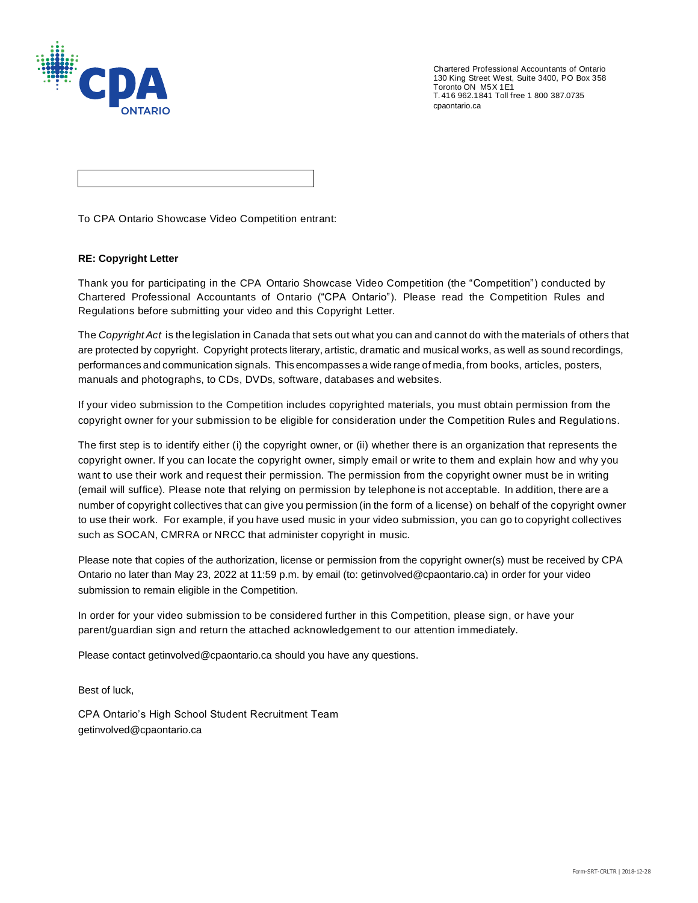Chartered Professional Accountants of Ontario
130 King Street West, Suite 3400, PO Box 358
Toronto ON M5X 1E1
T. 416 962.1841 Toll free 1 800 387.0735
cpaontario.ca

To CPA Ontario Showcase Video Competition entrant:

**RE: Copyright Letter**

Thank you for participating in the CPA Ontario Showcase Video Competition (the "Competition") conducted by Chartered Professional Accountants of Ontario ("CPA Ontario"). Please read the Competition Rules and Regulations before submitting your video and this Copyright Letter.

The *Copyright Act* is the legislation in Canada that sets out what you can and cannot do with the materials of others that are protected by copyright. Copyright protects literary, artistic, dramatic and musical works, as well as sound recordings, performances and communication signals. This encompasses a wide range of media, from books, articles, posters, manuals and photographs, to CDs, DVDs, software, databases and websites.

If your video submission to the Competition includes copyrighted materials, you must obtain permission from the copyright owner for your submission to be eligible for consideration under the Competition Rules and Regulations.

The first step is to identify either (i) the copyright owner, or (ii) whether there is an organization that represents the copyright owner. If you can locate the copyright owner, simply email or write to them and explain how and why you want to use their work and request their permission. The permission from the copyright owner must be in writing (email will suffice). Please note that relying on permission by telephone is not acceptable. In addition, there are a number of copyright collectives that can give you permission (in the form of a license) on behalf of the copyright owner to use their work. For example, if you have used music in your video submission, you can go to copyright collectives such as SOCAN, CMRRA or NRCC that administer copyright in music.

Please note that copies of the authorization, license or permission from the copyright owner(s) must be received by CPA Ontario no later than May 23, 2022 at 11:59 p.m. by email (to: getinvolved@cpaontario.ca) in order for your video submission to remain eligible in the Competition.

In order for your video submission to be considered further in this Competition, please sign, or have your parent/guardian sign and return the attached acknowledgement to our attention immediately.

Please contact getinvolved@cpaontario.ca should you have any questions.

Best of luck,

CPA Ontario's High School Student Recruitment Team
getinvolved@cpaontario.ca

Form-SRT-CRLTR | 2018-12-28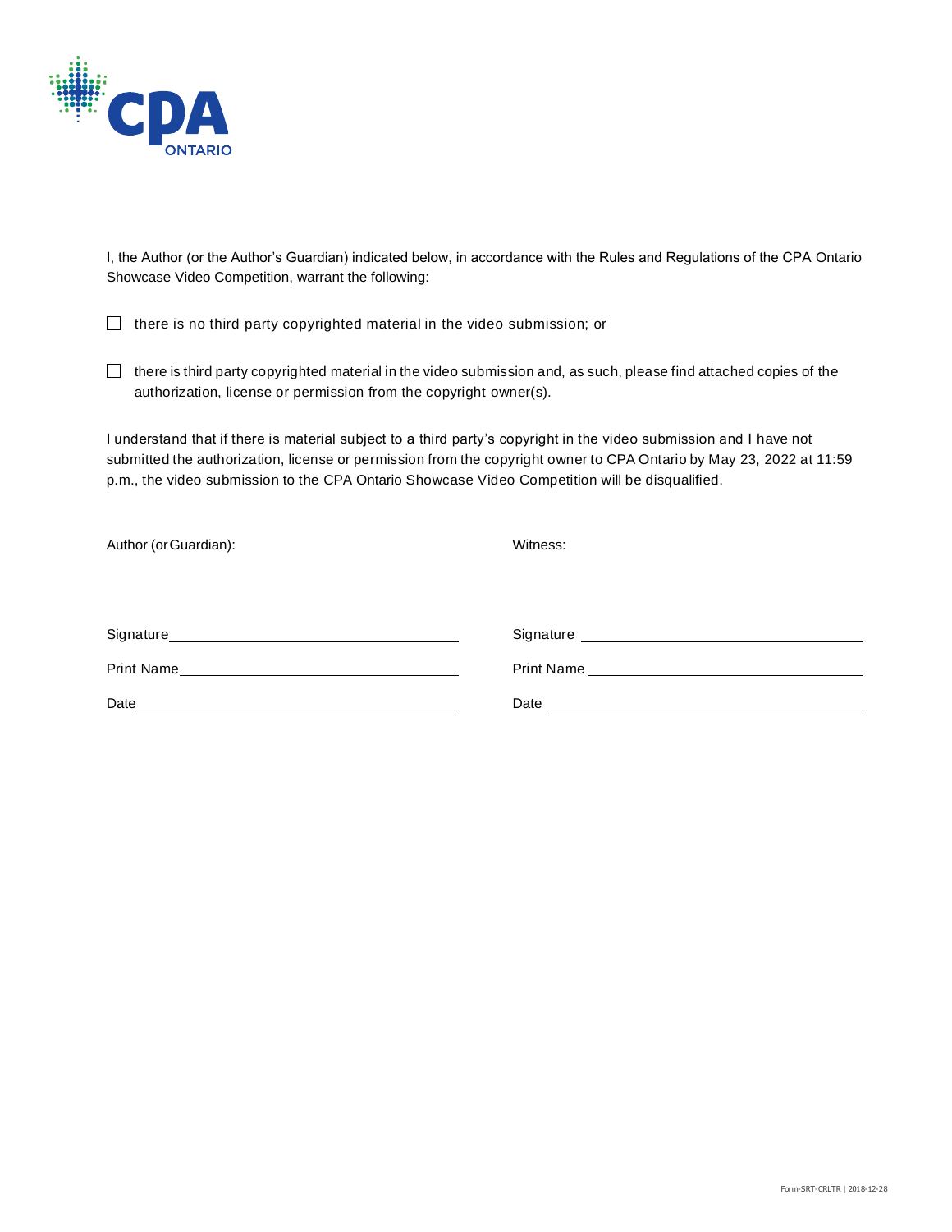I, the Author (or the Author's Guardian) indicated below, in accordance with the Rules and Regulations of the CPA Ontario Showcase Video Competition, warrant the following:

- [ ] there is no third party copyrighted material in the video submission; or

- [ ] there is third party copyrighted material in the video submission and, as such, please find attached copies of the authorization, license or permission from the copyright owner(s).

I understand that if there is material subject to a third party's copyright in the video submission and I have not submitted the authorization, license or permission from the copyright owner to CPA Ontario by May 23, 2022 at 11:59 p.m., the video submission to the CPA Ontario Showcase Video Competition will be disqualified.

| Author (or Guardian): | Witness: |
|---|---|
| Signature ______________________ | Signature ______________________ |
| Print Name ______________________ | Print Name ______________________ |
| Date ______________________ | Date ______________________ |

Form-SRT-CRLTR | 2018-12-28